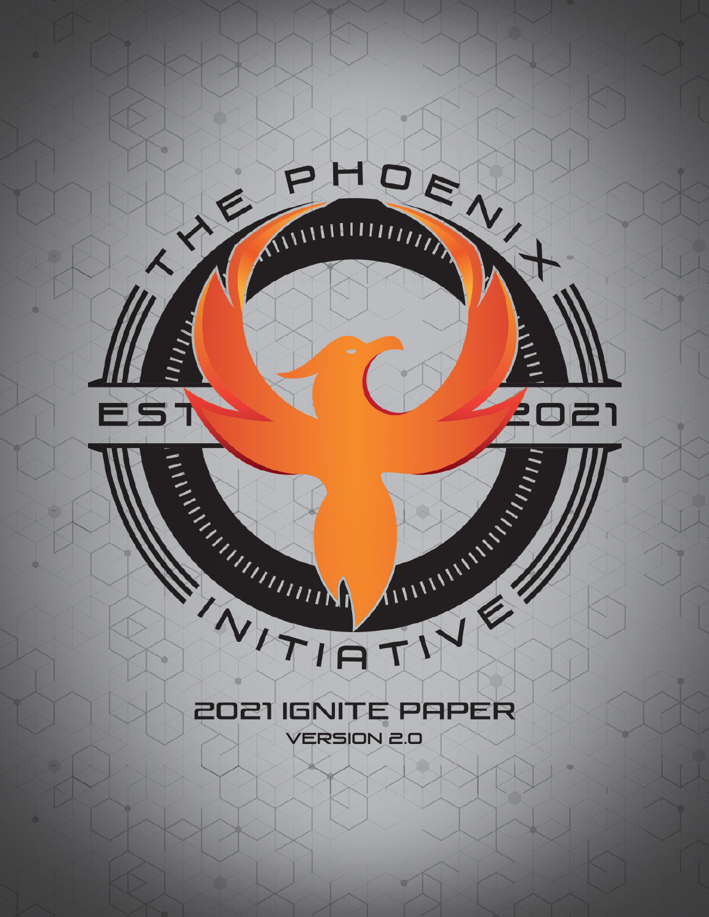# THE PHOENIX INITIATIVE

EST 2021

## 2021 IGNITE PAPER

VERSION 2.0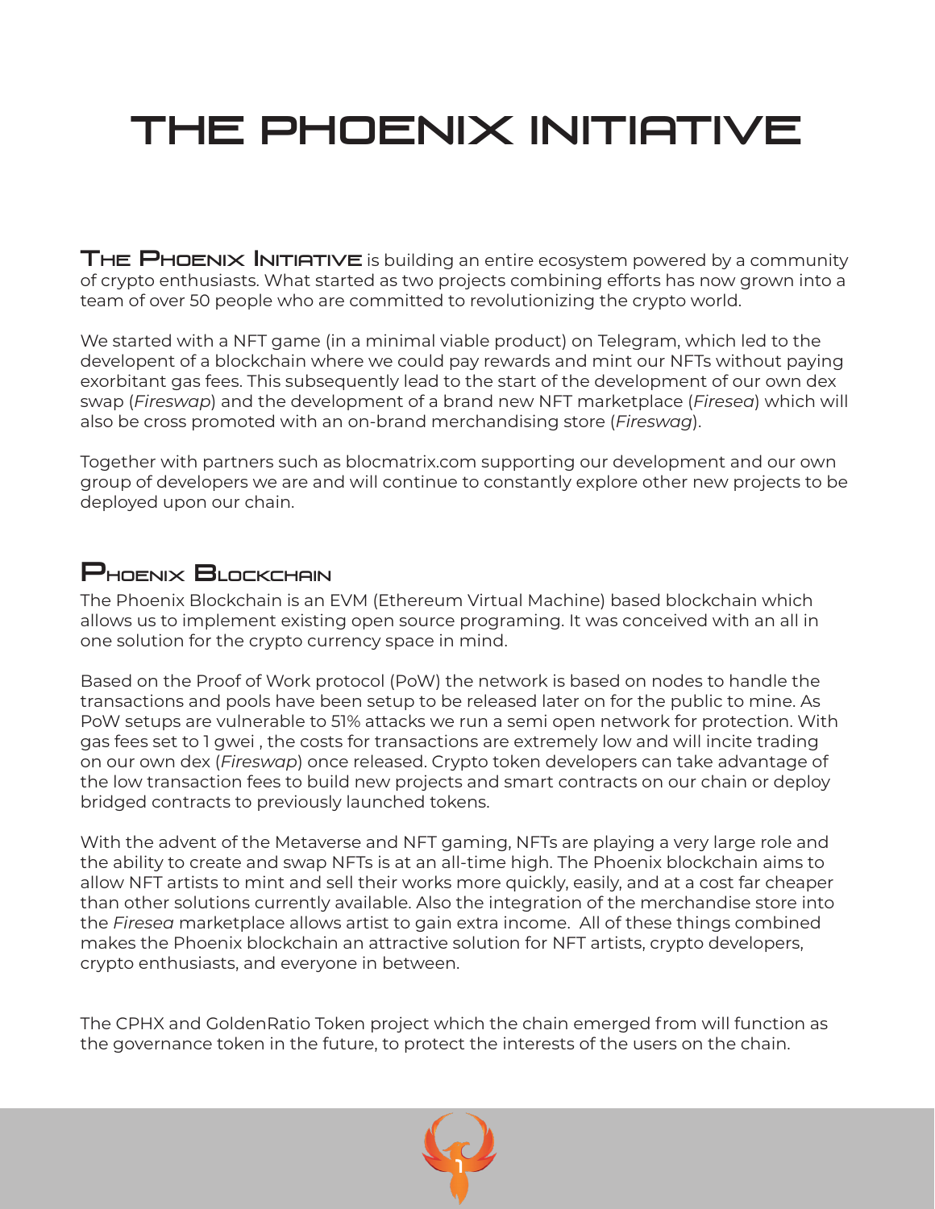# THE PHOENIX INITIATIVE

**The Phoenix Initiative** is building an entire ecosystem powered by a community of crypto enthusiasts. What started as two projects combining efforts has now grown into a team of over 50 people who are committed to revolutionizing the crypto world.

We started with a NFT game (in a minimal viable product) on Telegram, which led to the developent of a blockchain where we could pay rewards and mint our NFTs without paying exorbitant gas fees. This subsequently lead to the start of the development of our own dex swap (*Fireswap*) and the development of a brand new NFT marketplace (*Firesea*) which will also be cross promoted with an on-brand merchandising store (*Fireswag*).

Together with partners such as blocmatrix.com supporting our development and our own group of developers we are and will continue to constantly explore other new projects to be deployed upon our chain.

## Phoenix Blockchain

The Phoenix Blockchain is an EVM (Ethereum Virtual Machine) based blockchain which allows us to implement existing open source programing. It was conceived with an all in one solution for the crypto currency space in mind.

Based on the Proof of Work protocol (PoW) the network is based on nodes to handle the transactions and pools have been setup to be released later on for the public to mine. As PoW setups are vulnerable to 51% attacks we run a semi open network for protection. With gas fees set to 1 gwei , the costs for transactions are extremely low and will incite trading on our own dex (*Fireswap*) once released. Crypto token developers can take advantage of the low transaction fees to build new projects and smart contracts on our chain or deploy bridged contracts to previously launched tokens.

With the advent of the Metaverse and NFT gaming, NFTs are playing a very large role and the ability to create and swap NFTs is at an all-time high. The Phoenix blockchain aims to allow NFT artists to mint and sell their works more quickly, easily, and at a cost far cheaper than other solutions currently available. Also the integration of the merchandise store into the *Firesea* marketplace allows artist to gain extra income. All of these things combined makes the Phoenix blockchain an attractive solution for NFT artists, crypto developers, crypto enthusiasts, and everyone in between.

The CPHX and GoldenRatio Token project which the chain emerged from will function as the governance token in the future, to protect the interests of the users on the chain.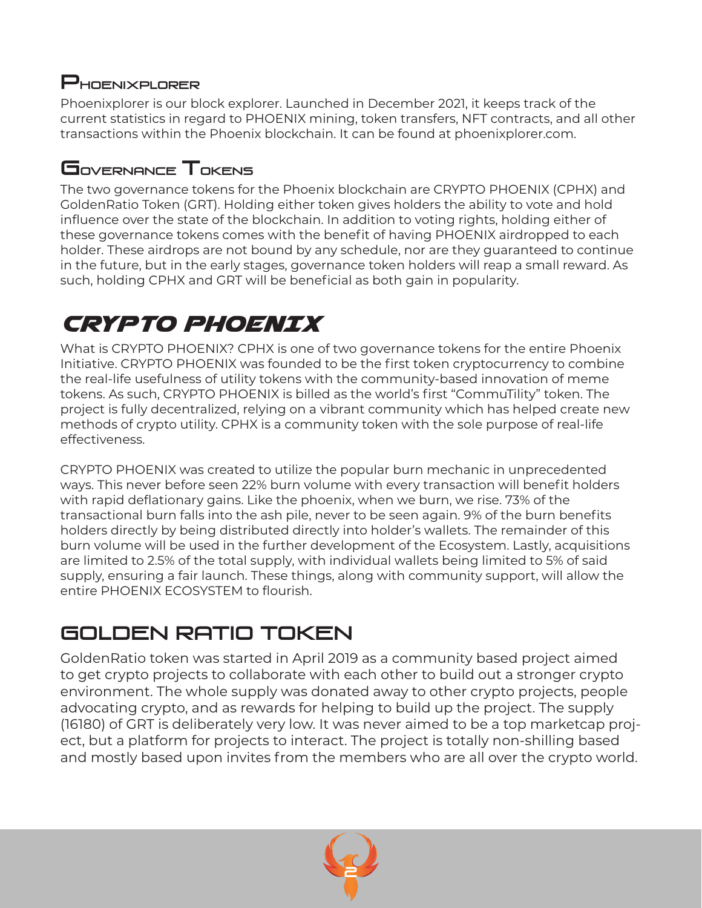## Phoenixplorer

Phoenixplorer is our block explorer. Launched in December 2021, it keeps track of the current statistics in regard to PHOENIX mining, token transfers, NFT contracts, and all other transactions within the Phoenix blockchain. It can be found at phoenixplorer.com.

## Governance Tokens

The two governance tokens for the Phoenix blockchain are CRYPTO PHOENIX (CPHX) and GoldenRatio Token (GRT). Holding either token gives holders the ability to vote and hold influence over the state of the blockchain. In addition to voting rights, holding either of these governance tokens comes with the benefit of having PHOENIX airdropped to each holder. These airdrops are not bound by any schedule, nor are they guaranteed to continue in the future, but in the early stages, governance token holders will reap a small reward. As such, holding CPHX and GRT will be beneficial as both gain in popularity.

# CRYPTO PHOENIX

What is CRYPTO PHOENIX? CPHX is one of two governance tokens for the entire Phoenix Initiative. CRYPTO PHOENIX was founded to be the first token cryptocurrency to combine the real-life usefulness of utility tokens with the community-based innovation of meme tokens. As such, CRYPTO PHOENIX is billed as the world's first "CommuTility" token. The project is fully decentralized, relying on a vibrant community which has helped create new methods of crypto utility. CPHX is a community token with the sole purpose of real-life effectiveness.

CRYPTO PHOENIX was created to utilize the popular burn mechanic in unprecedented ways. This never before seen 22% burn volume with every transaction will benefit holders with rapid deflationary gains. Like the phoenix, when we burn, we rise. 73% of the transactional burn falls into the ash pile, never to be seen again. 9% of the burn benefits holders directly by being distributed directly into holder's wallets. The remainder of this burn volume will be used in the further development of the Ecosystem. Lastly, acquisitions are limited to 2.5% of the total supply, with individual wallets being limited to 5% of said supply, ensuring a fair launch. These things, along with community support, will allow the entire PHOENIX ECOSYSTEM to flourish.

# GOLDEN RATIO TOKEN

GoldenRatio token was started in April 2019 as a community based project aimed to get crypto projects to collaborate with each other to build out a stronger crypto environment. The whole supply was donated away to other crypto projects, people advocating crypto, and as rewards for helping to build up the project. The supply (16180) of GRT is deliberately very low. It was never aimed to be a top marketcap project, but a platform for projects to interact. The project is totally non-shilling based and mostly based upon invites from the members who are all over the crypto world.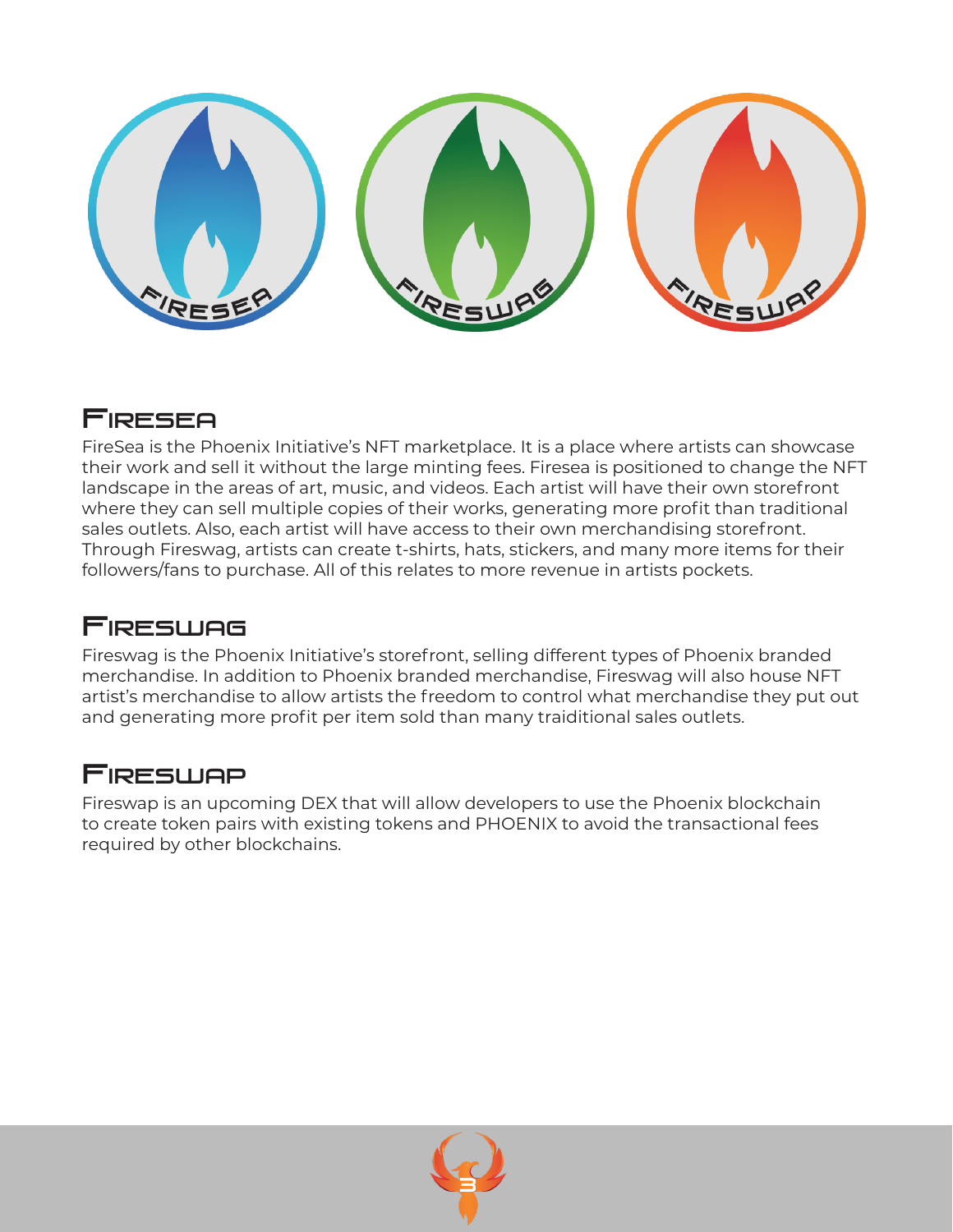## Firesea

FireSea is the Phoenix Initiative's NFT marketplace. It is a place where artists can showcase their work and sell it without the large minting fees. Firesea is positioned to change the NFT landscape in the areas of art, music, and videos. Each artist will have their own storefront where they can sell multiple copies of their works, generating more profit than traditional sales outlets. Also, each artist will have access to their own merchandising storefront. Through Fireswag, artists can create t-shirts, hats, stickers, and many more items for their followers/fans to purchase. All of this relates to more revenue in artists pockets.

## Fireswag

Fireswag is the Phoenix Initiative's storefront, selling different types of Phoenix branded merchandise. In addition to Phoenix branded merchandise, Fireswag will also house NFT artist's merchandise to allow artists the freedom to control what merchandise they put out and generating more profit per item sold than many traiditional sales outlets.

## Fireswap

Fireswap is an upcoming DEX that will allow developers to use the Phoenix blockchain to create token pairs with existing tokens and PHOENIX to avoid the transactional fees required by other blockchains.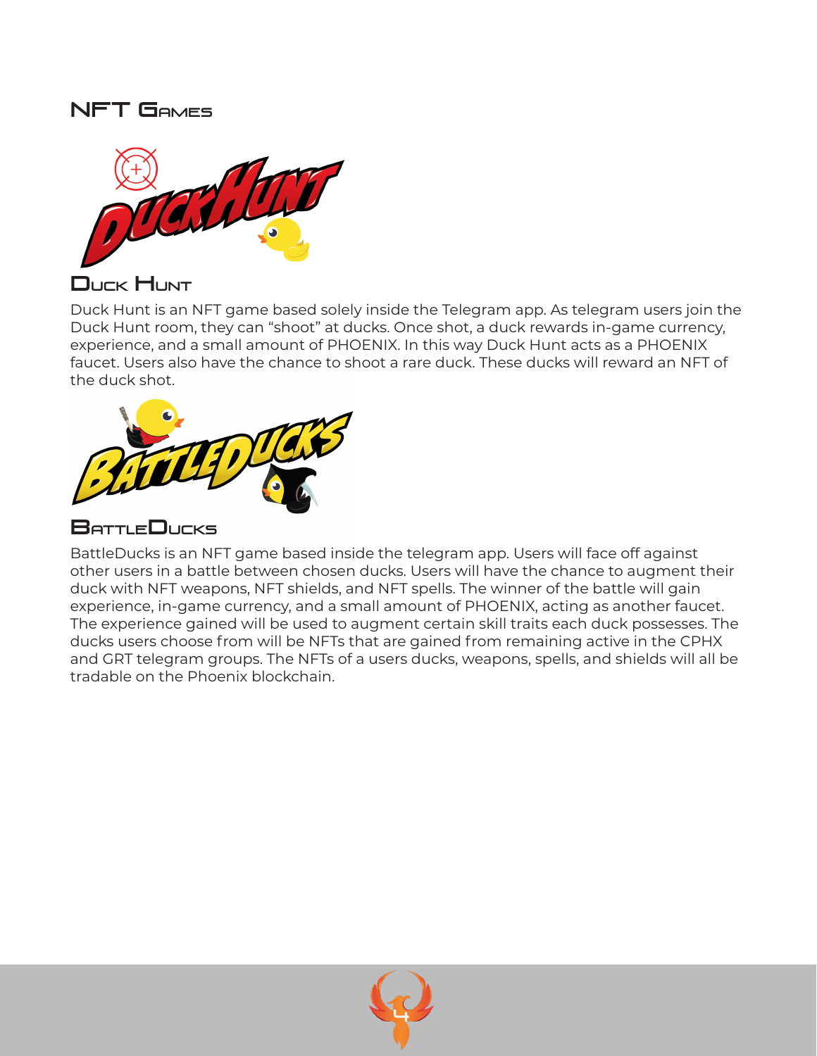# NFT Games

## Duck Hunt

Duck Hunt is an NFT game based solely inside the Telegram app. As telegram users join the Duck Hunt room, they can “shoot” at ducks. Once shot, a duck rewards in-game currency, experience, and a small amount of PHOENIX. In this way Duck Hunt acts as a PHOENIX faucet. Users also have the chance to shoot a rare duck. These ducks will reward an NFT of the duck shot.

## BattleDucks

BattleDucks is an NFT game based inside the telegram app. Users will face off against other users in a battle between chosen ducks. Users will have the chance to augment their duck with NFT weapons, NFT shields, and NFT spells. The winner of the battle will gain experience, in-game currency, and a small amount of PHOENIX, acting as another faucet. The experience gained will be used to augment certain skill traits each duck possesses. The ducks users choose from will be NFTs that are gained from remaining active in the CPHX and GRT telegram groups. The NFTs of a users ducks, weapons, spells, and shields will all be tradable on the Phoenix blockchain.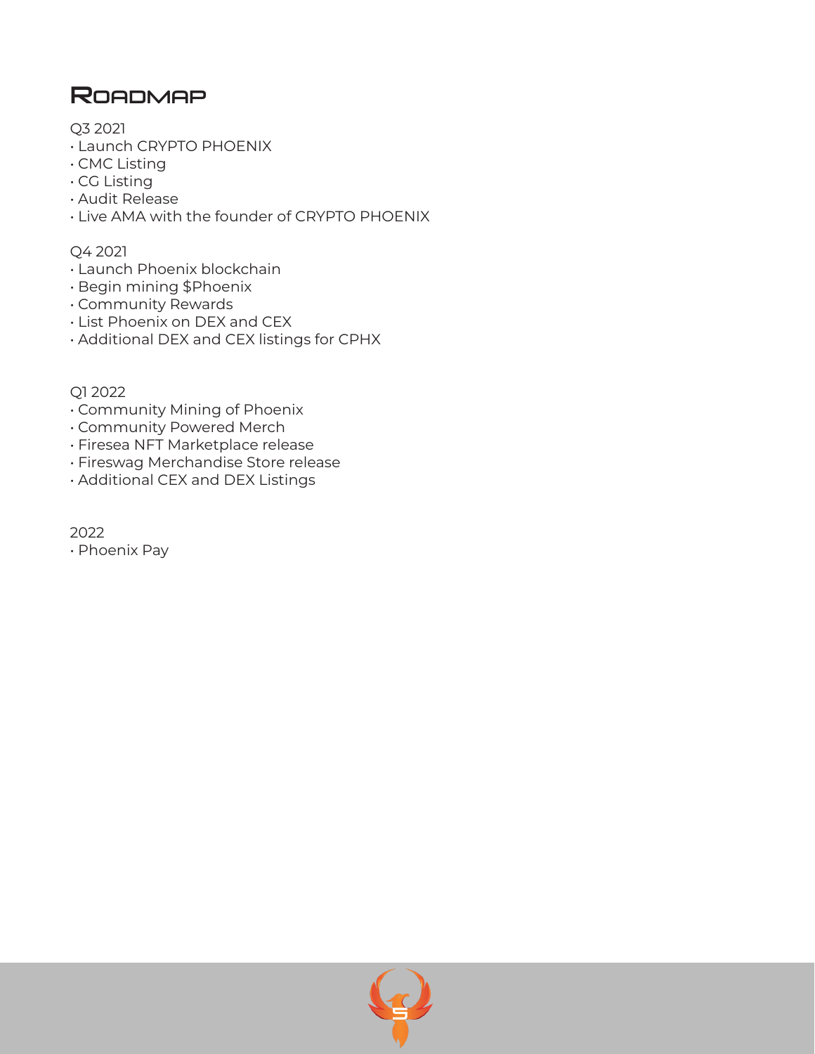# Roadmap

Q3 2021

- Launch CRYPTO PHOENIX
- CMC Listing
- CG Listing
- Audit Release
- Live AMA with the founder of CRYPTO PHOENIX

Q4 2021

- Launch Phoenix blockchain
- Begin mining $Phoenix
- Community Rewards
- List Phoenix on DEX and CEX
- Additional DEX and CEX listings for CPHX

Q1 2022

- Community Mining of Phoenix
- Community Powered Merch
- Firesea NFT Marketplace release
- Fireswag Merchandise Store release
- Additional CEX and DEX Listings

2022

- Phoenix Pay